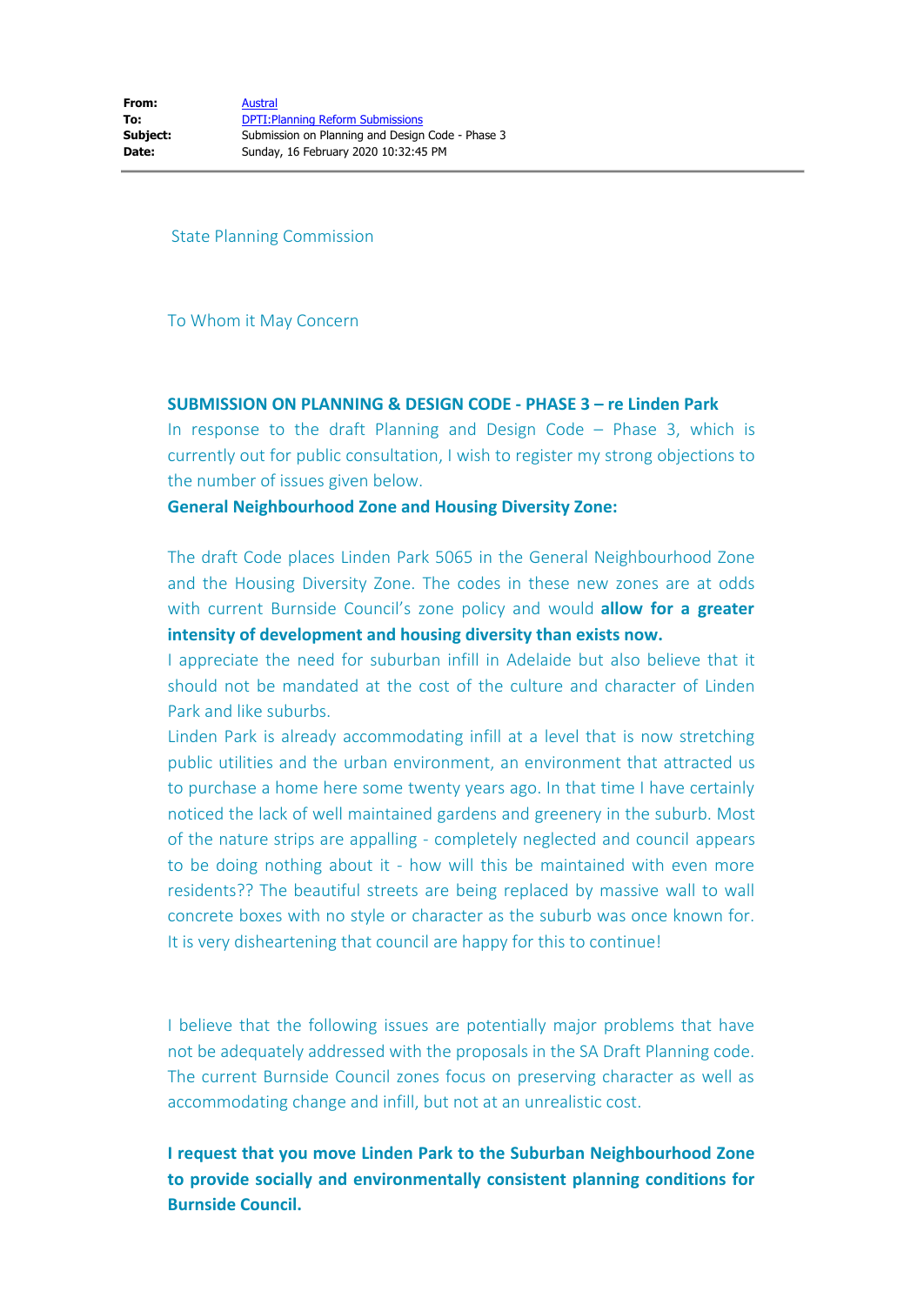| | |
|---|---|
| **From:** | Austral |
| **To:** | DPTI:Planning Reform Submissions |
| **Subject:** | Submission on Planning and Design Code - Phase 3 |
| **Date:** | Sunday, 16 February 2020 10:32:45 PM |

State Planning Commission

To Whom it May Concern

**SUBMISSION ON PLANNING & DESIGN CODE - PHASE 3 – re Linden Park**

In response to the draft Planning and Design Code – Phase 3, which is currently out for public consultation, I wish to register my strong objections to the number of issues given below.

**General Neighbourhood Zone and Housing Diversity Zone:**

The draft Code places Linden Park 5065 in the General Neighbourhood Zone and the Housing Diversity Zone. The codes in these new zones are at odds with current Burnside Council's zone policy and would **allow for a greater intensity of development and housing diversity than exists now.**

I appreciate the need for suburban infill in Adelaide but also believe that it should not be mandated at the cost of the culture and character of Linden Park and like suburbs.

Linden Park is already accommodating infill at a level that is now stretching public utilities and the urban environment, an environment that attracted us to purchase a home here some twenty years ago. In that time I have certainly noticed the lack of well maintained gardens and greenery in the suburb. Most of the nature strips are appalling - completely neglected and council appears to be doing nothing about it - how will this be maintained with even more residents?? The beautiful streets are being replaced by massive wall to wall concrete boxes with no style or character as the suburb was once known for. It is very disheartening that council are happy for this to continue!

I believe that the following issues are potentially major problems that have not be adequately addressed with the proposals in the SA Draft Planning code. The current Burnside Council zones focus on preserving character as well as accommodating change and infill, but not at an unrealistic cost.

**I request that you move Linden Park to the Suburban Neighbourhood Zone to provide socially and environmentally consistent planning conditions for Burnside Council.**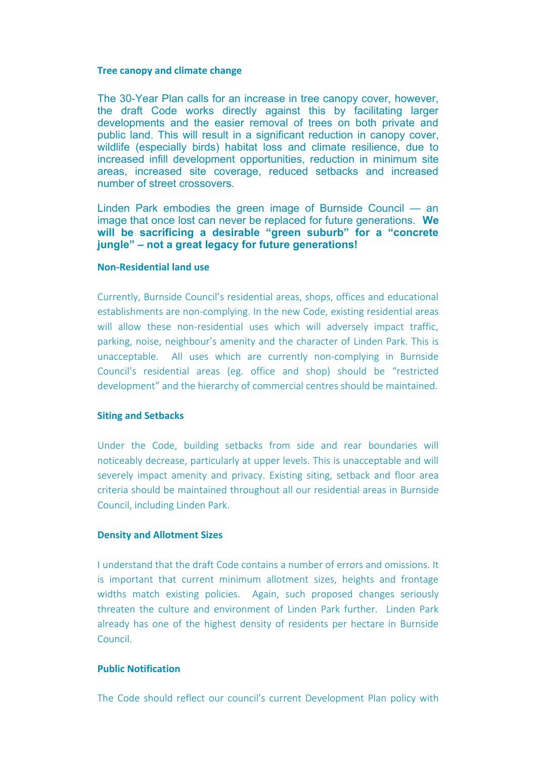### Tree canopy and climate change

The 30-Year Plan calls for an increase in tree canopy cover, however, the draft Code works directly against this by facilitating larger developments and the easier removal of trees on both private and public land. This will result in a significant reduction in canopy cover, wildlife (especially birds) habitat loss and climate resilience, due to increased infill development opportunities, reduction in minimum site areas, increased site coverage, reduced setbacks and increased number of street crossovers.

Linden Park embodies the green image of Burnside Council — an image that once lost can never be replaced for future generations. **We will be sacrificing a desirable "green suburb" for a "concrete jungle" – not a great legacy for future generations!**

### Non-Residential land use

Currently, Burnside Council's residential areas, shops, offices and educational establishments are non-complying. In the new Code, existing residential areas will allow these non-residential uses which will adversely impact traffic, parking, noise, neighbour's amenity and the character of Linden Park. This is unacceptable. All uses which are currently non-complying in Burnside Council's residential areas (eg. office and shop) should be "restricted development" and the hierarchy of commercial centres should be maintained.

### Siting and Setbacks

Under the Code, building setbacks from side and rear boundaries will noticeably decrease, particularly at upper levels. This is unacceptable and will severely impact amenity and privacy. Existing siting, setback and floor area criteria should be maintained throughout all our residential areas in Burnside Council, including Linden Park.

### Density and Allotment Sizes

I understand that the draft Code contains a number of errors and omissions. It is important that current minimum allotment sizes, heights and frontage widths match existing policies. Again, such proposed changes seriously threaten the culture and environment of Linden Park further. Linden Park already has one of the highest density of residents per hectare in Burnside Council.

### Public Notification

The Code should reflect our council's current Development Plan policy with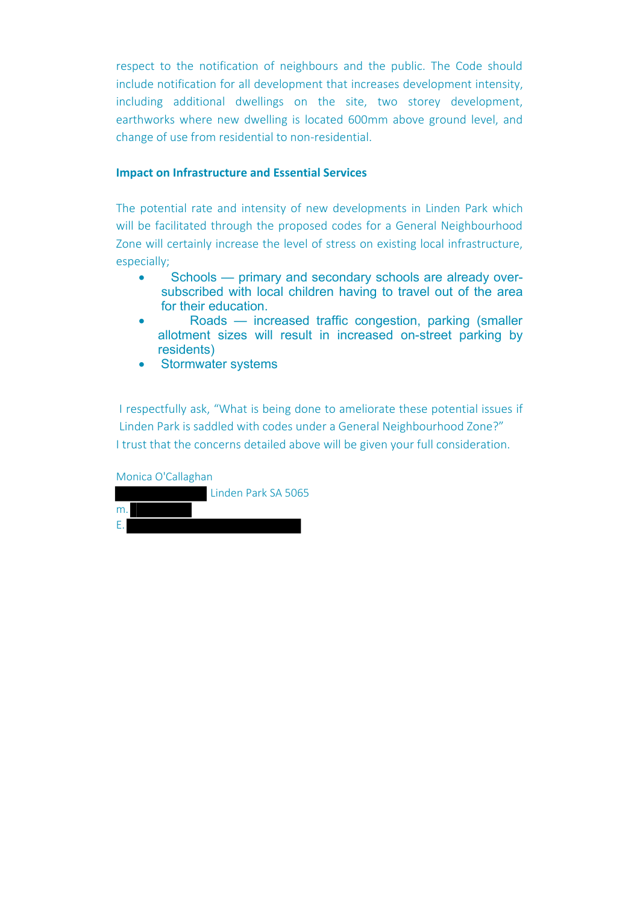respect to the notification of neighbours and the public. The Code should include notification for all development that increases development intensity, including additional dwellings on the site, two storey development, earthworks where new dwelling is located 600mm above ground level, and change of use from residential to non-residential.

**Impact on Infrastructure and Essential Services**

The potential rate and intensity of new developments in Linden Park which will be facilitated through the proposed codes for a General Neighbourhood Zone will certainly increase the level of stress on existing local infrastructure, especially;

- Schools — primary and secondary schools are already over-subscribed with local children having to travel out of the area for their education.
- Roads — increased traffic congestion, parking (smaller allotment sizes will result in increased on-street parking by residents)
- Stormwater systems

I respectfully ask, "What is being done to ameliorate these potential issues if Linden Park is saddled with codes under a General Neighbourhood Zone?"
I trust that the concerns detailed above will be given your full consideration.

Monica O'Callaghan
Linden Park SA 5065
m.
E.